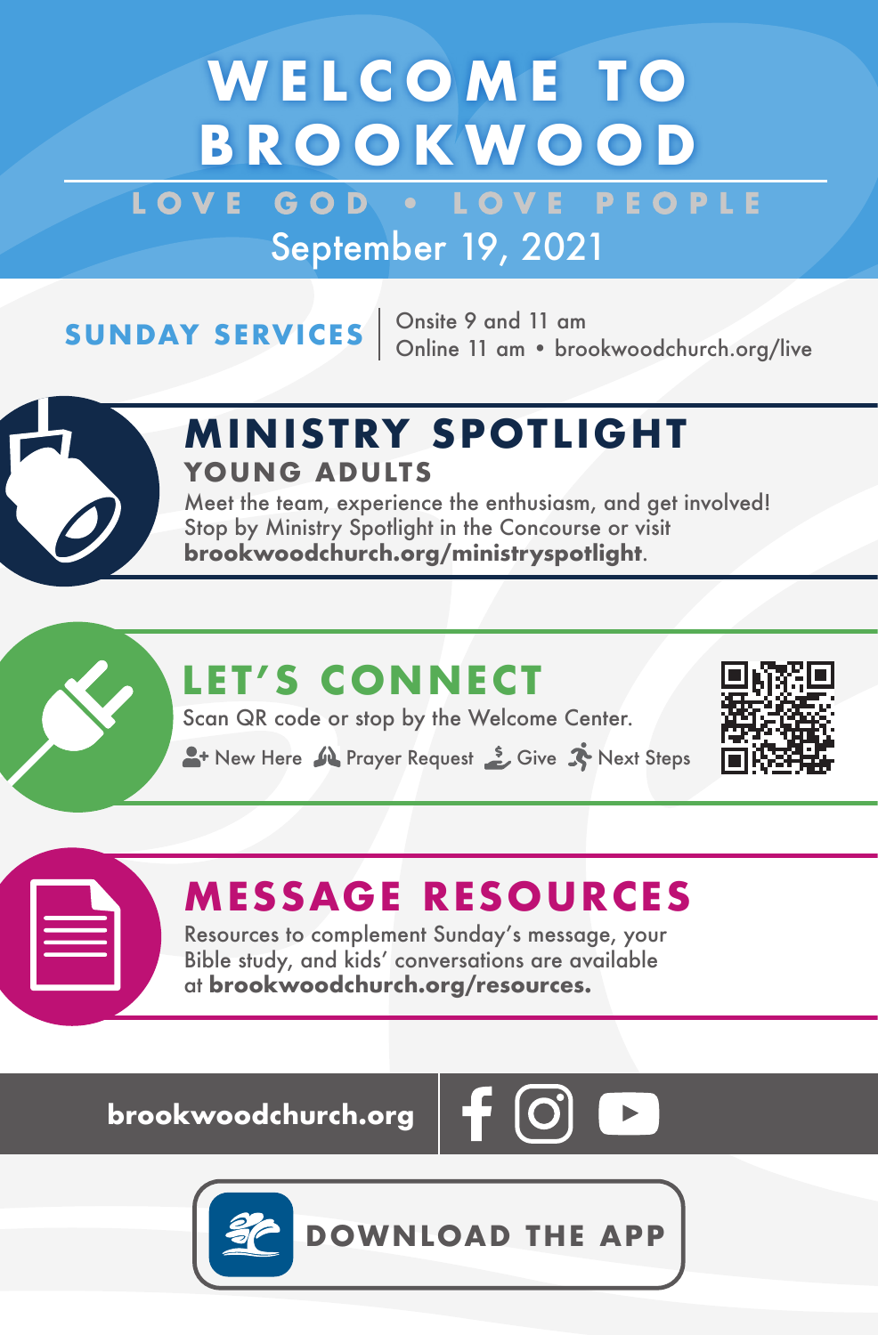# WELCOME TO BROOKWOOD

LOVE GOD • LOVE PEOPLE

September 19, 2021

**SUNDAY SERVICES** | Onsite 9 and 11 am
Online 11 am • brookwoodchurch.org/live

## MINISTRY SPOTLIGHT

### YOUNG ADULTS

Meet the team, experience the enthusiasm, and get involved! Stop by Ministry Spotlight in the Concourse or visit **brookwoodchurch.org/ministryspotlight**.

## LET'S CONNECT

Scan QR code or stop by the Welcome Center.

New Here · Prayer Request · Give · Next Steps

## MESSAGE RESOURCES

Resources to complement Sunday's message, your Bible study, and kids' conversations are available at **brookwoodchurch.org/resources.**

**brookwoodchurch.org**

**DOWNLOAD THE APP**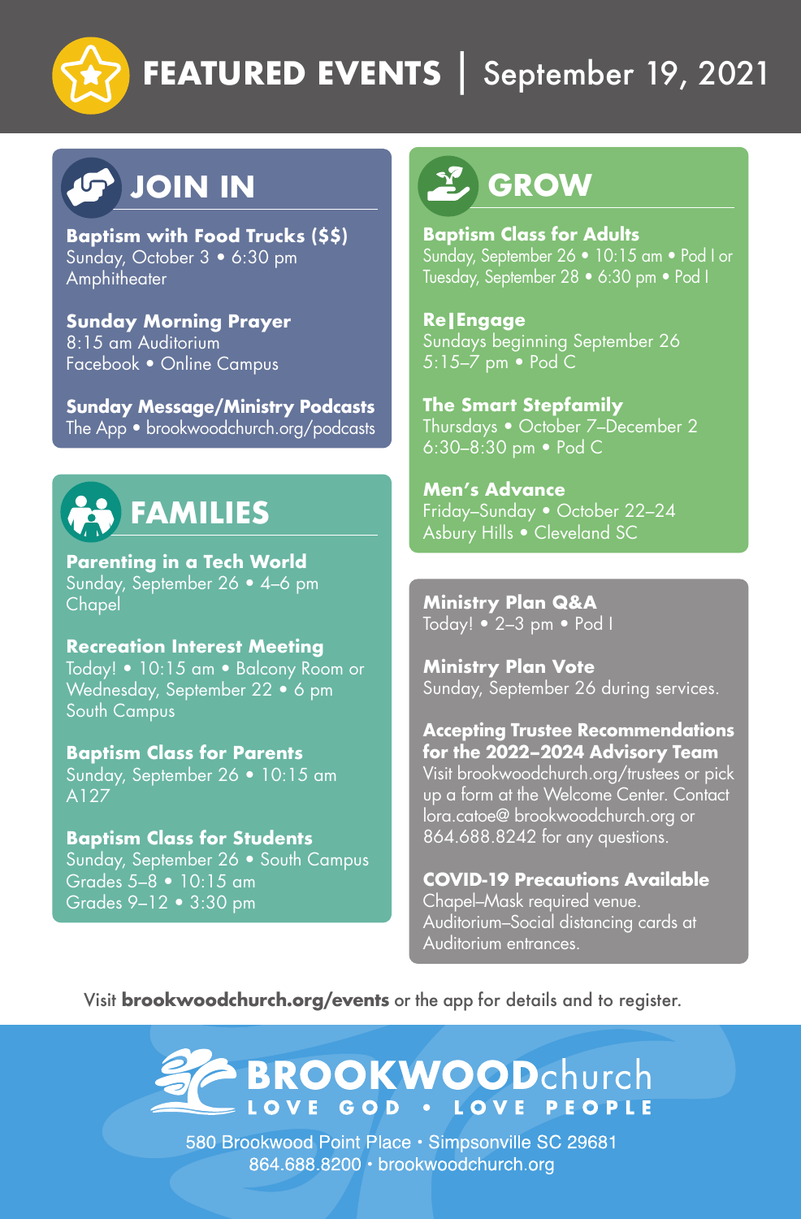# FEATURED EVENTS | September 19, 2021

## JOIN IN

**Baptism with Food Trucks ($$)**
Sunday, October 3 • 6:30 pm
Amphitheater

**Sunday Morning Prayer**
8:15 am Auditorium
Facebook • Online Campus

**Sunday Message/Ministry Podcasts**
The App • brookwoodchurch.org/podcasts

## FAMILIES

**Parenting in a Tech World**
Sunday, September 26 • 4–6 pm
Chapel

**Recreation Interest Meeting**
Today! • 10:15 am • Balcony Room or
Wednesday, September 22 • 6 pm
South Campus

**Baptism Class for Parents**
Sunday, September 26 • 10:15 am
A127

**Baptism Class for Students**
Sunday, September 26 • South Campus
Grades 5–8 • 10:15 am
Grades 9–12 • 3:30 pm

## GROW

**Baptism Class for Adults**
Sunday, September 26 • 10:15 am • Pod I or
Tuesday, September 28 • 6:30 pm • Pod I

**Re|Engage**
Sundays beginning September 26
5:15–7 pm • Pod C

**The Smart Stepfamily**
Thursdays • October 7–December 2
6:30–8:30 pm • Pod C

**Men's Advance**
Friday–Sunday • October 22–24
Asbury Hills • Cleveland SC

**Ministry Plan Q&A**
Today! • 2–3 pm • Pod I

**Ministry Plan Vote**
Sunday, September 26 during services.

**Accepting Trustee Recommendations for the 2022–2024 Advisory Team**
Visit brookwoodchurch.org/trustees or pick up a form at the Welcome Center. Contact lora.catoe@ brookwoodchurch.org or 864.688.8242 for any questions.

**COVID-19 Precautions Available**
Chapel–Mask required venue.
Auditorium–Social distancing cards at Auditorium entrances.

Visit **brookwoodchurch.org/events** or the app for details and to register.

**BROOKWOOD**church
LOVE GOD • LOVE PEOPLE

580 Brookwood Point Place • Simpsonville SC 29681
864.688.8200 • brookwoodchurch.org